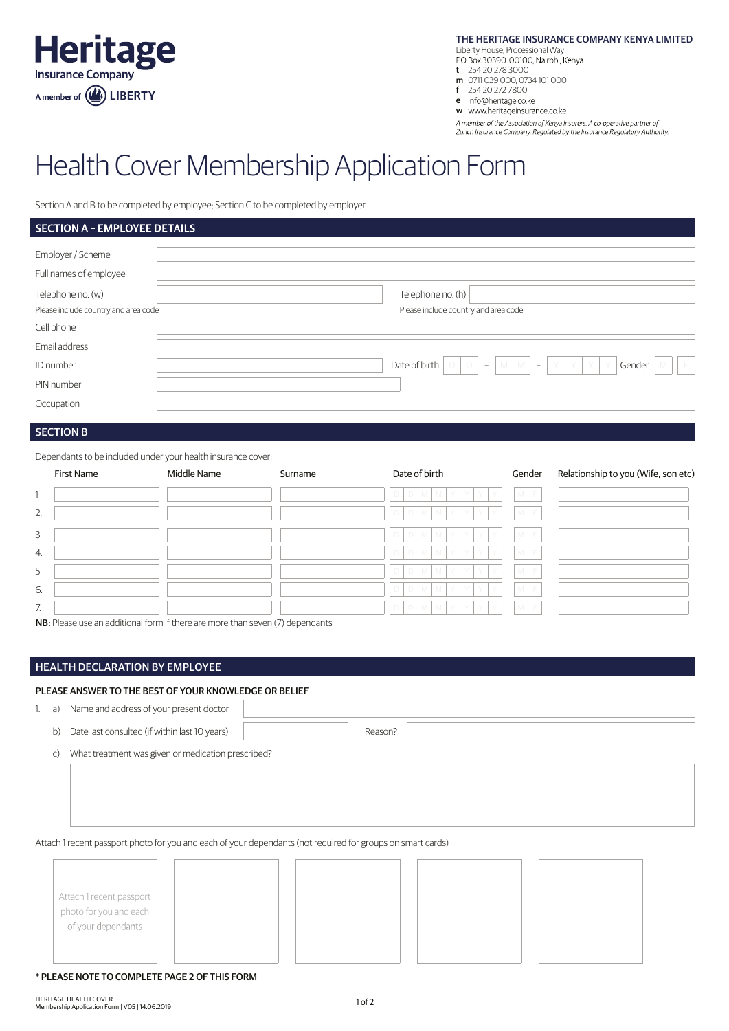**Heritage**
Insurance Company
A member of LIBERTY

**THE HERITAGE INSURANCE COMPANY KENYA LIMITED**
Liberty House, Processional Way
PO Box 30390-00100, Nairobi, Kenya
**t** 254 20 278 3000
**m** 0711 039 000, 0734 101 000
**f** 254 20 272 7800
**e** info@heritage.co.ke
**w** www.heritageinsurance.co.ke

*A member of the Association of Kenya Insurers. A co-operative partner of Zurich Insurance Company. Regulated by the Insurance Regulatory Authority.*

# Health Cover Membership Application Form

Section A and B to be completed by employee; Section C to be completed by employer.

## SECTION A – EMPLOYEE DETAILS

| | |
|---|---|
| Employer / Scheme | |
| Full names of employee | |
| Telephone no. (w) (Please include country and area code) | Telephone no. (h) (Please include country and area code) |
| Cell phone | |
| Email address | |
| ID number | Date of birth D D – M M – Y Y Y Y  Gender M F |
| PIN number | |
| Occupation | |

## SECTION B

Dependants to be included under your health insurance cover:

| | First Name | Middle Name | Surname | Date of birth | Gender | Relationship to you (Wife, son etc) |
|---|---|---|---|---|---|---|
| 1. | | | | D D M M Y Y Y Y | M F | |
| 2. | | | | D D M M Y Y Y Y | M F | |
| 3. | | | | D D M M Y Y Y Y | M F | |
| 4. | | | | D D M M Y Y Y Y | M F | |
| 5. | | | | D D M M Y Y Y Y | M F | |
| 6. | | | | D D M M Y Y Y Y | M F | |
| 7. | | | | D D M M Y Y Y Y | M F | |

**NB:** Please use an additional form if there are more than seven (7) dependants

## HEALTH DECLARATION BY EMPLOYEE

**PLEASE ANSWER TO THE BEST OF YOUR KNOWLEDGE OR BELIEF**

1. a) Name and address of your present doctor

   b) Date last consulted (if within last 10 years) &nbsp;&nbsp;&nbsp; Reason?

   c) What treatment was given or medication prescribed?

Attach 1 recent passport photo for you and each of your dependants (not required for groups on smart cards)

Attach 1 recent passport photo for you and each of your dependants

**\* PLEASE NOTE TO COMPLETE PAGE 2 OF THIS FORM**

HERITAGE HEALTH COVER
Membership Application Form | V05 | 14.06.2019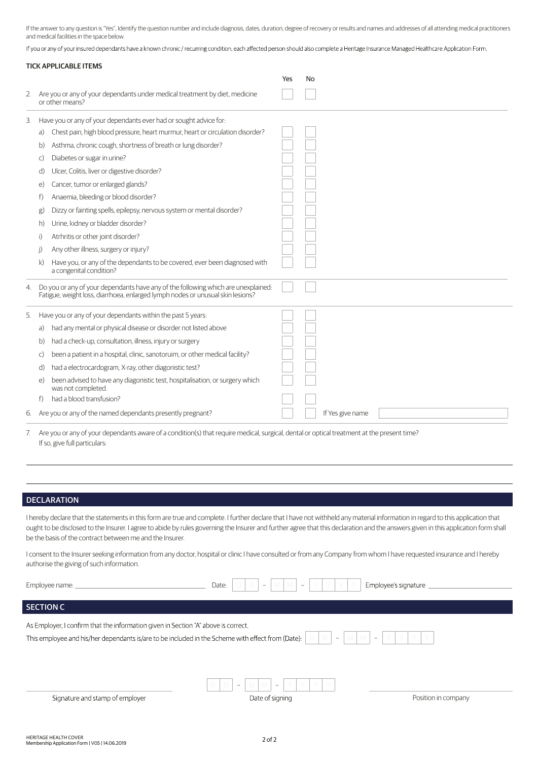If the answer to any question is "Yes", Identify the question number and include diagnosis, dates, duration, degree of recovery or results and names and addresses of all attending medical practitioners and medical facilities in the space below.

If you or any of your insured dependants have a known chronic / recurring condition, each affected person should also complete a Heritage Insurance Managed Healthcare Application Form.

**TICK APPLICABLE ITEMS**

| | | Yes | No |
|---|---|---|---|
| 2. | Are you or any of your dependants under medical treatment by diet, medicine or other means? | ☐ | ☐ |
| 3. | Have you or any of your dependants ever had or sought advice for: | | |
| | a) Chest pain, high blood pressure, heart murmur, heart or circulation disorder? | ☐ | ☐ |
| | b) Asthma, chronic cough, shortness of breath or lung disorder? | ☐ | ☐ |
| | c) Diabetes or sugar in urine? | ☐ | ☐ |
| | d) Ulcer, Colitis, liver or digestive disorder? | ☐ | ☐ |
| | e) Cancer, tumor or enlarged glands? | ☐ | ☐ |
| | f) Anaemia, bleeding or blood disorder? | ☐ | ☐ |
| | g) Dizzy or fainting spells, epilepsy, nervous system or mental disorder? | ☐ | ☐ |
| | h) Urine, kidney or bladder disorder? | ☐ | ☐ |
| | i) Atrhritis or other joint disorder? | ☐ | ☐ |
| | j) Any other illness, surgery or injury? | ☐ | ☐ |
| | k) Have you, or any of the dependants to be covered, ever been diagnosed with a congenital condition? | ☐ | ☐ |
| 4. | Do you or any of your dependants have any of the following which are unexplained: Fatigue, weight loss, diarrhoea, enlarged lymph nodes or unusual skin lesions? | ☐ | ☐ |
| 5. | Have you or any of your dependants within the past 5 years: | ☐ | ☐ |
| | a) had any mental or physical disease or disorder not listed above | ☐ | ☐ |
| | b) had a check-up, consultation, illness, injury or surgery | ☐ | ☐ |
| | c) been a patient in a hospital, clinic, sanotoruim, or other medical facility? | ☐ | ☐ |
| | d) had a electrocardogram, X-ray, other diagonistic test? | ☐ | ☐ |
| | e) been advised to have any diagonistic test, hospitalisation, or surgery which was not completed. | ☐ | ☐ |
| | f) had a blood transfusion? | ☐ | ☐ |
| 6. | Are you or any of the named dependants presently pregnant? | ☐ | ☐ If Yes give name ______ |

7. Are you or any of your dependants aware of a condition(s) that require medical, surgical, dental or optical treatment at the present time?
If so, give full particulars:

______________________________________________________________________

______________________________________________________________________

## DECLARATION

I hereby declare that the statements in this form are true and complete. I further declare that I have not withheld any material information in regard to this application that ought to be disclosed to the Insurer. I agree to abide by rules governing the Insurer and further agree that this declaration and the answers given in this application form shall be the basis of the contract between me and the Insurer.

I consent to the Insurer seeking information from any doctor, hospital or clinic I have consulted or from any Company from whom I have requested insurance and I hereby authorise the giving of such information.

Employee name: ______________________ Date: D D - M M - Y Y Y Y Employee's signature ______________________

## SECTION C

As Employer, I confirm that the information given in Section "A" above is correct.

This employee and his/her dependants is/are to be included in the Scheme with effect from (Date): D D - M M - Y Y Y Y

______________________ D D - M M - Y Y Y Y ______________________

Signature and stamp of employer | Date of signing | Position in company

HERITAGE HEALTH COVER
Membership Application Form | V05 | 14.06.2019